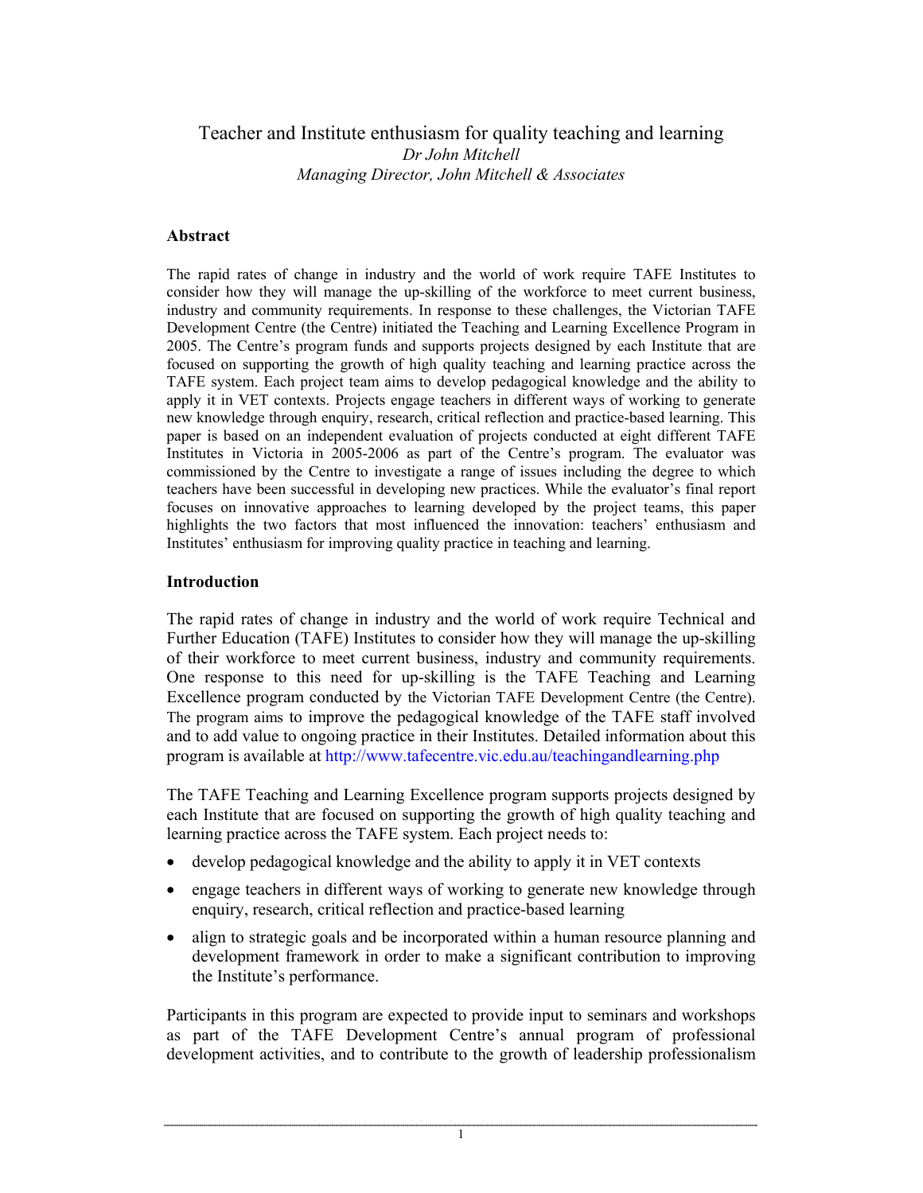# Teacher and Institute enthusiasm for quality teaching and learning

*Dr John Mitchell*
*Managing Director, John Mitchell & Associates*

## Abstract

The rapid rates of change in industry and the world of work require TAFE Institutes to consider how they will manage the up-skilling of the workforce to meet current business, industry and community requirements. In response to these challenges, the Victorian TAFE Development Centre (the Centre) initiated the Teaching and Learning Excellence Program in 2005. The Centre's program funds and supports projects designed by each Institute that are focused on supporting the growth of high quality teaching and learning practice across the TAFE system. Each project team aims to develop pedagogical knowledge and the ability to apply it in VET contexts. Projects engage teachers in different ways of working to generate new knowledge through enquiry, research, critical reflection and practice-based learning. This paper is based on an independent evaluation of projects conducted at eight different TAFE Institutes in Victoria in 2005-2006 as part of the Centre's program. The evaluator was commissioned by the Centre to investigate a range of issues including the degree to which teachers have been successful in developing new practices. While the evaluator's final report focuses on innovative approaches to learning developed by the project teams, this paper highlights the two factors that most influenced the innovation: teachers' enthusiasm and Institutes' enthusiasm for improving quality practice in teaching and learning.

## Introduction

The rapid rates of change in industry and the world of work require Technical and Further Education (TAFE) Institutes to consider how they will manage the up-skilling of their workforce to meet current business, industry and community requirements. One response to this need for up-skilling is the TAFE Teaching and Learning Excellence program conducted by the Victorian TAFE Development Centre (the Centre). The program aims to improve the pedagogical knowledge of the TAFE staff involved and to add value to ongoing practice in their Institutes. Detailed information about this program is available at http://www.tafecentre.vic.edu.au/teachingandlearning.php

The TAFE Teaching and Learning Excellence program supports projects designed by each Institute that are focused on supporting the growth of high quality teaching and learning practice across the TAFE system. Each project needs to:

- develop pedagogical knowledge and the ability to apply it in VET contexts
- engage teachers in different ways of working to generate new knowledge through enquiry, research, critical reflection and practice-based learning
- align to strategic goals and be incorporated within a human resource planning and development framework in order to make a significant contribution to improving the Institute's performance.

Participants in this program are expected to provide input to seminars and workshops as part of the TAFE Development Centre's annual program of professional development activities, and to contribute to the growth of leadership professionalism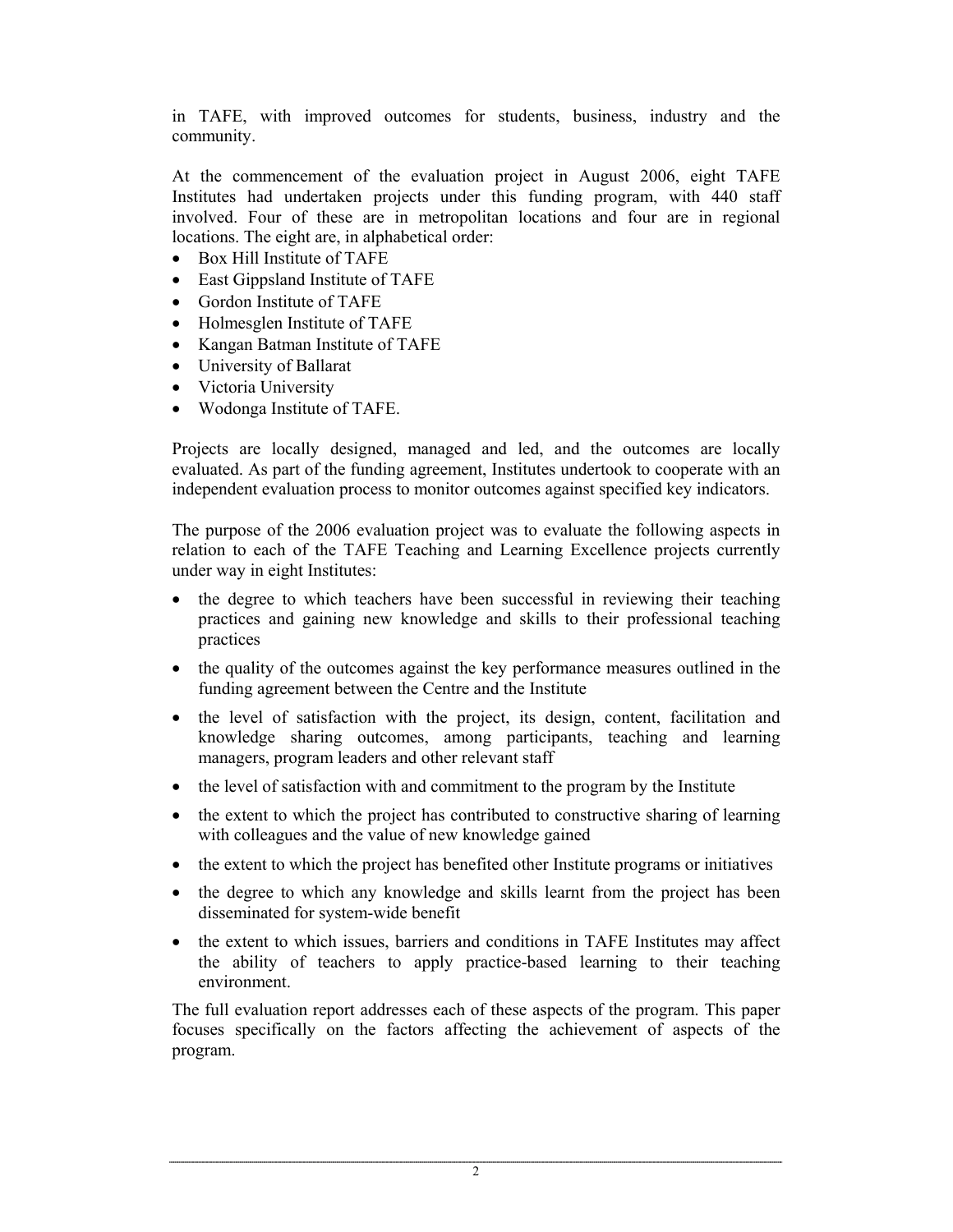in TAFE, with improved outcomes for students, business, industry and the community.

At the commencement of the evaluation project in August 2006, eight TAFE Institutes had undertaken projects under this funding program, with 440 staff involved. Four of these are in metropolitan locations and four are in regional locations. The eight are, in alphabetical order:

- Box Hill Institute of TAFE
- East Gippsland Institute of TAFE
- Gordon Institute of TAFE
- Holmesglen Institute of TAFE
- Kangan Batman Institute of TAFE
- University of Ballarat
- Victoria University
- Wodonga Institute of TAFE.

Projects are locally designed, managed and led, and the outcomes are locally evaluated. As part of the funding agreement, Institutes undertook to cooperate with an independent evaluation process to monitor outcomes against specified key indicators.

The purpose of the 2006 evaluation project was to evaluate the following aspects in relation to each of the TAFE Teaching and Learning Excellence projects currently under way in eight Institutes:

- the degree to which teachers have been successful in reviewing their teaching practices and gaining new knowledge and skills to their professional teaching practices
- the quality of the outcomes against the key performance measures outlined in the funding agreement between the Centre and the Institute
- the level of satisfaction with the project, its design, content, facilitation and knowledge sharing outcomes, among participants, teaching and learning managers, program leaders and other relevant staff
- the level of satisfaction with and commitment to the program by the Institute
- the extent to which the project has contributed to constructive sharing of learning with colleagues and the value of new knowledge gained
- the extent to which the project has benefited other Institute programs or initiatives
- the degree to which any knowledge and skills learnt from the project has been disseminated for system-wide benefit
- the extent to which issues, barriers and conditions in TAFE Institutes may affect the ability of teachers to apply practice-based learning to their teaching environment.

The full evaluation report addresses each of these aspects of the program. This paper focuses specifically on the factors affecting the achievement of aspects of the program.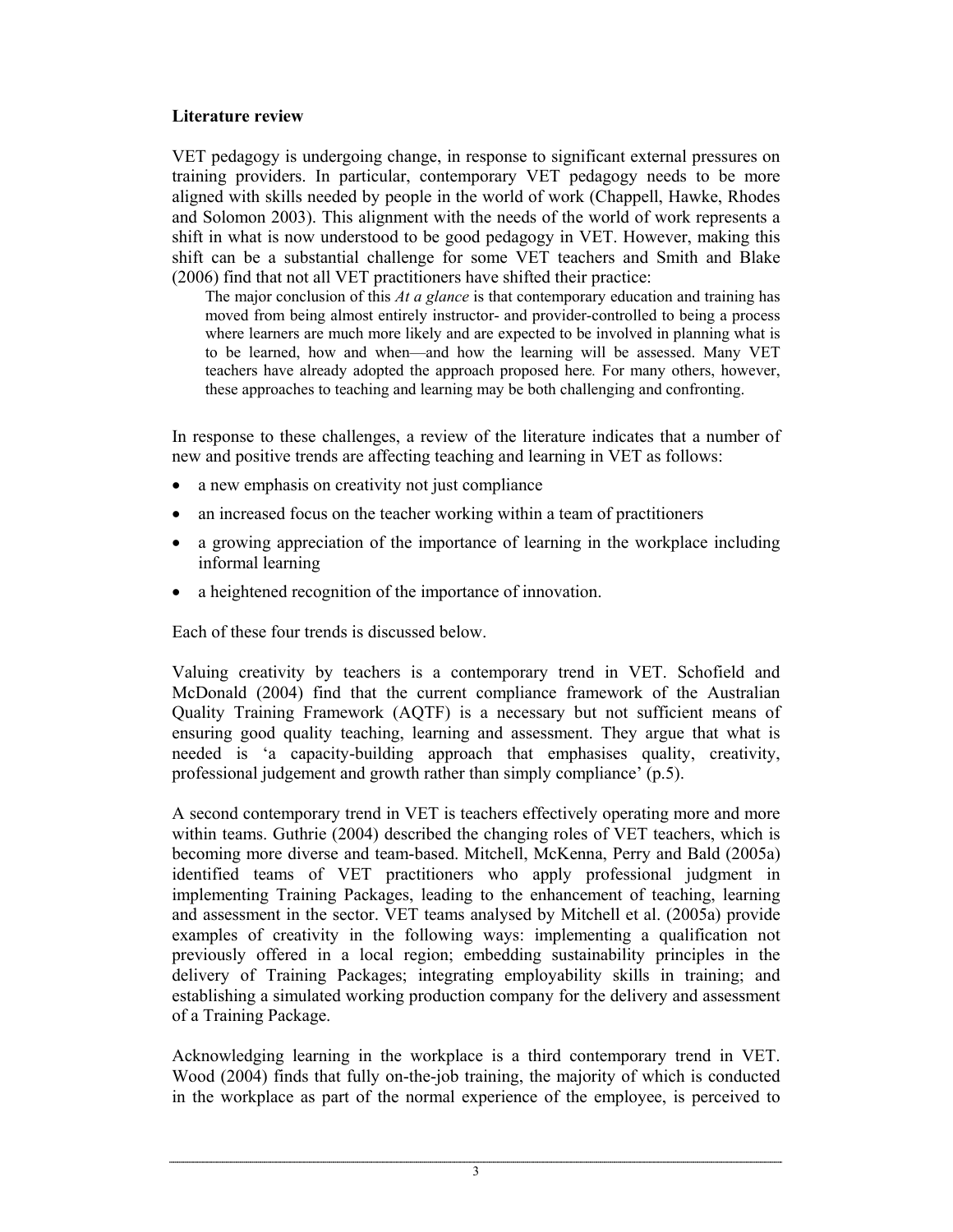**Literature review**

VET pedagogy is undergoing change, in response to significant external pressures on training providers. In particular, contemporary VET pedagogy needs to be more aligned with skills needed by people in the world of work (Chappell, Hawke, Rhodes and Solomon 2003). This alignment with the needs of the world of work represents a shift in what is now understood to be good pedagogy in VET. However, making this shift can be a substantial challenge for some VET teachers and Smith and Blake (2006) find that not all VET practitioners have shifted their practice:

> The major conclusion of this *At a glance* is that contemporary education and training has moved from being almost entirely instructor- and provider-controlled to being a process where learners are much more likely and are expected to be involved in planning what is to be learned, how and when—and how the learning will be assessed. Many VET teachers have already adopted the approach proposed here. For many others, however, these approaches to teaching and learning may be both challenging and confronting.

In response to these challenges, a review of the literature indicates that a number of new and positive trends are affecting teaching and learning in VET as follows:

- a new emphasis on creativity not just compliance
- an increased focus on the teacher working within a team of practitioners
- a growing appreciation of the importance of learning in the workplace including informal learning
- a heightened recognition of the importance of innovation.

Each of these four trends is discussed below.

Valuing creativity by teachers is a contemporary trend in VET. Schofield and McDonald (2004) find that the current compliance framework of the Australian Quality Training Framework (AQTF) is a necessary but not sufficient means of ensuring good quality teaching, learning and assessment. They argue that what is needed is 'a capacity-building approach that emphasises quality, creativity, professional judgement and growth rather than simply compliance' (p.5).

A second contemporary trend in VET is teachers effectively operating more and more within teams. Guthrie (2004) described the changing roles of VET teachers, which is becoming more diverse and team-based. Mitchell, McKenna, Perry and Bald (2005a) identified teams of VET practitioners who apply professional judgment in implementing Training Packages, leading to the enhancement of teaching, learning and assessment in the sector. VET teams analysed by Mitchell et al. (2005a) provide examples of creativity in the following ways: implementing a qualification not previously offered in a local region; embedding sustainability principles in the delivery of Training Packages; integrating employability skills in training; and establishing a simulated working production company for the delivery and assessment of a Training Package.

Acknowledging learning in the workplace is a third contemporary trend in VET. Wood (2004) finds that fully on-the-job training, the majority of which is conducted in the workplace as part of the normal experience of the employee, is perceived to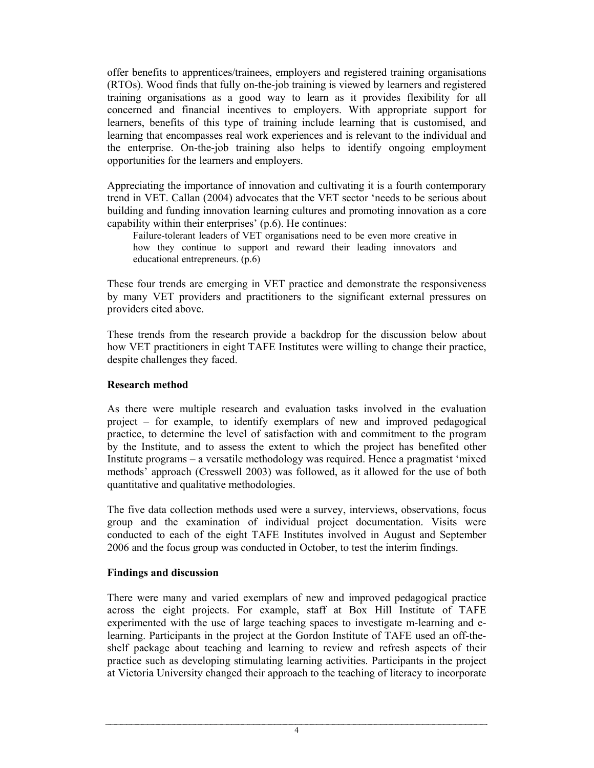offer benefits to apprentices/trainees, employers and registered training organisations (RTOs). Wood finds that fully on-the-job training is viewed by learners and registered training organisations as a good way to learn as it provides flexibility for all concerned and financial incentives to employers. With appropriate support for learners, benefits of this type of training include learning that is customised, and learning that encompasses real work experiences and is relevant to the individual and the enterprise. On-the-job training also helps to identify ongoing employment opportunities for the learners and employers.

Appreciating the importance of innovation and cultivating it is a fourth contemporary trend in VET. Callan (2004) advocates that the VET sector 'needs to be serious about building and funding innovation learning cultures and promoting innovation as a core capability within their enterprises' (p.6). He continues:

> Failure-tolerant leaders of VET organisations need to be even more creative in how they continue to support and reward their leading innovators and educational entrepreneurs. (p.6)

These four trends are emerging in VET practice and demonstrate the responsiveness by many VET providers and practitioners to the significant external pressures on providers cited above.

These trends from the research provide a backdrop for the discussion below about how VET practitioners in eight TAFE Institutes were willing to change their practice, despite challenges they faced.

**Research method**

As there were multiple research and evaluation tasks involved in the evaluation project – for example, to identify exemplars of new and improved pedagogical practice, to determine the level of satisfaction with and commitment to the program by the Institute, and to assess the extent to which the project has benefited other Institute programs – a versatile methodology was required. Hence a pragmatist 'mixed methods' approach (Cresswell 2003) was followed, as it allowed for the use of both quantitative and qualitative methodologies.

The five data collection methods used were a survey, interviews, observations, focus group and the examination of individual project documentation. Visits were conducted to each of the eight TAFE Institutes involved in August and September 2006 and the focus group was conducted in October, to test the interim findings.

**Findings and discussion**

There were many and varied exemplars of new and improved pedagogical practice across the eight projects. For example, staff at Box Hill Institute of TAFE experimented with the use of large teaching spaces to investigate m-learning and e-learning. Participants in the project at the Gordon Institute of TAFE used an off-the-shelf package about teaching and learning to review and refresh aspects of their practice such as developing stimulating learning activities. Participants in the project at Victoria University changed their approach to the teaching of literacy to incorporate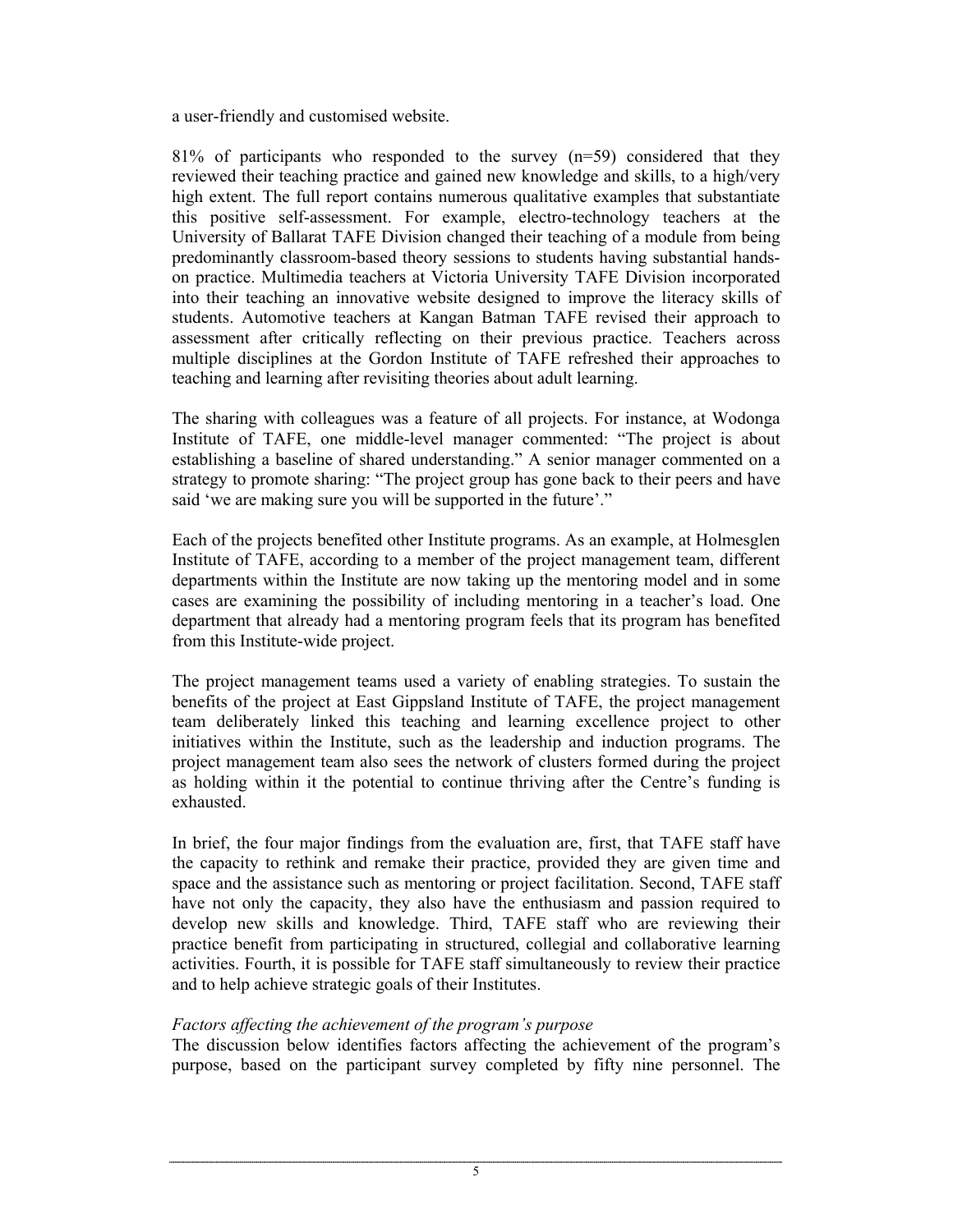a user-friendly and customised website.

81% of participants who responded to the survey (n=59) considered that they reviewed their teaching practice and gained new knowledge and skills, to a high/very high extent. The full report contains numerous qualitative examples that substantiate this positive self-assessment. For example, electro-technology teachers at the University of Ballarat TAFE Division changed their teaching of a module from being predominantly classroom-based theory sessions to students having substantial hands-on practice. Multimedia teachers at Victoria University TAFE Division incorporated into their teaching an innovative website designed to improve the literacy skills of students. Automotive teachers at Kangan Batman TAFE revised their approach to assessment after critically reflecting on their previous practice. Teachers across multiple disciplines at the Gordon Institute of TAFE refreshed their approaches to teaching and learning after revisiting theories about adult learning.

The sharing with colleagues was a feature of all projects. For instance, at Wodonga Institute of TAFE, one middle-level manager commented: "The project is about establishing a baseline of shared understanding." A senior manager commented on a strategy to promote sharing: "The project group has gone back to their peers and have said 'we are making sure you will be supported in the future'."

Each of the projects benefited other Institute programs. As an example, at Holmesglen Institute of TAFE, according to a member of the project management team, different departments within the Institute are now taking up the mentoring model and in some cases are examining the possibility of including mentoring in a teacher's load. One department that already had a mentoring program feels that its program has benefited from this Institute-wide project.

The project management teams used a variety of enabling strategies. To sustain the benefits of the project at East Gippsland Institute of TAFE, the project management team deliberately linked this teaching and learning excellence project to other initiatives within the Institute, such as the leadership and induction programs. The project management team also sees the network of clusters formed during the project as holding within it the potential to continue thriving after the Centre's funding is exhausted.

In brief, the four major findings from the evaluation are, first, that TAFE staff have the capacity to rethink and remake their practice, provided they are given time and space and the assistance such as mentoring or project facilitation. Second, TAFE staff have not only the capacity, they also have the enthusiasm and passion required to develop new skills and knowledge. Third, TAFE staff who are reviewing their practice benefit from participating in structured, collegial and collaborative learning activities. Fourth, it is possible for TAFE staff simultaneously to review their practice and to help achieve strategic goals of their Institutes.

*Factors affecting the achievement of the program's purpose*

The discussion below identifies factors affecting the achievement of the program's purpose, based on the participant survey completed by fifty nine personnel. The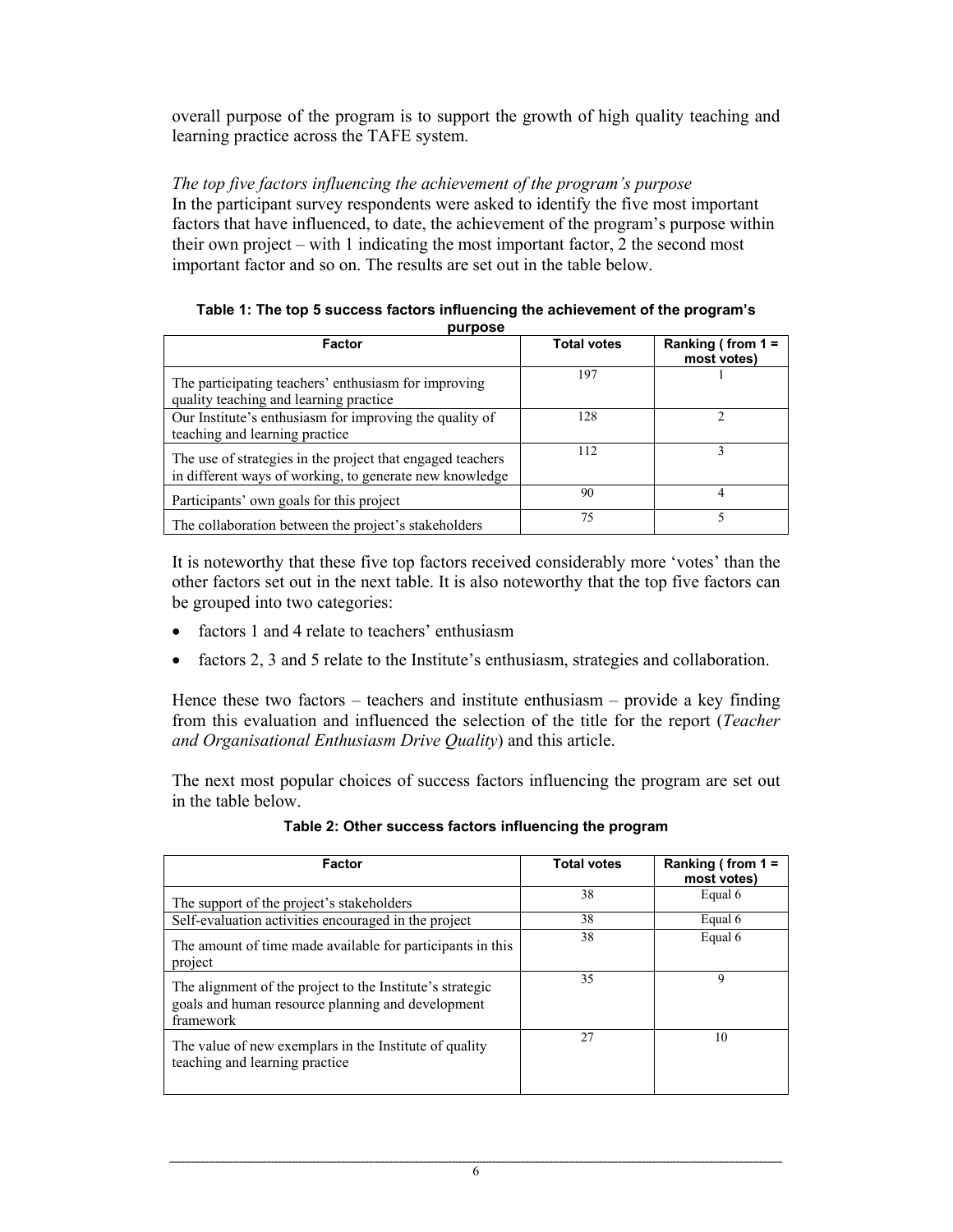overall purpose of the program is to support the growth of high quality teaching and learning practice across the TAFE system.

*The top five factors influencing the achievement of the program's purpose*

In the participant survey respondents were asked to identify the five most important factors that have influenced, to date, the achievement of the program's purpose within their own project – with 1 indicating the most important factor, 2 the second most important factor and so on. The results are set out in the table below.

**Table 1: The top 5 success factors influencing the achievement of the program's purpose**

| Factor | Total votes | Ranking ( from 1 = most votes) |
|---|---|---|
| The participating teachers' enthusiasm for improving quality teaching and learning practice | 197 | 1 |
| Our Institute's enthusiasm for improving the quality of teaching and learning practice | 128 | 2 |
| The use of strategies in the project that engaged teachers in different ways of working, to generate new knowledge | 112 | 3 |
| Participants' own goals for this project | 90 | 4 |
| The collaboration between the project's stakeholders | 75 | 5 |

It is noteworthy that these five top factors received considerably more 'votes' than the other factors set out in the next table. It is also noteworthy that the top five factors can be grouped into two categories:

- factors 1 and 4 relate to teachers' enthusiasm
- factors 2, 3 and 5 relate to the Institute's enthusiasm, strategies and collaboration.

Hence these two factors – teachers and institute enthusiasm – provide a key finding from this evaluation and influenced the selection of the title for the report (*Teacher and Organisational Enthusiasm Drive Quality*) and this article.

The next most popular choices of success factors influencing the program are set out in the table below.

**Table 2: Other success factors influencing the program**

| Factor | Total votes | Ranking ( from 1 = most votes) |
|---|---|---|
| The support of the project's stakeholders | 38 | Equal 6 |
| Self-evaluation activities encouraged in the project | 38 | Equal 6 |
| The amount of time made available for participants in this project | 38 | Equal 6 |
| The alignment of the project to the Institute's strategic goals and human resource planning and development framework | 35 | 9 |
| The value of new exemplars in the Institute of quality teaching and learning practice | 27 | 10 |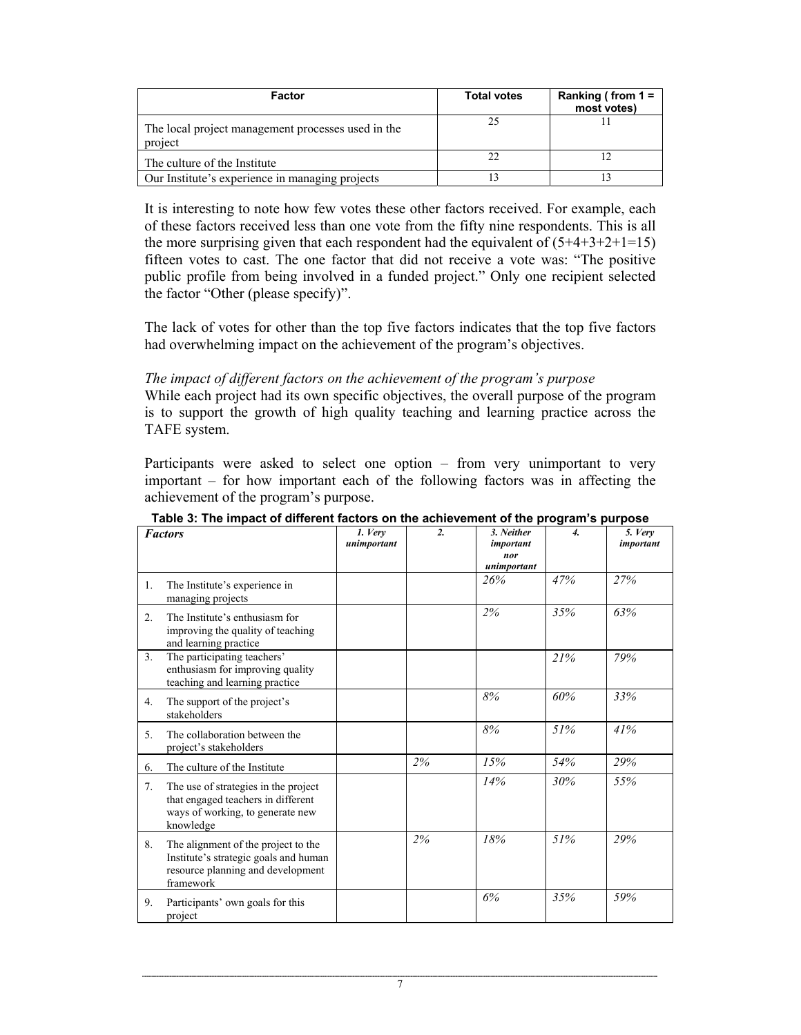| Factor | Total votes | Ranking ( from 1 = most votes) |
| --- | --- | --- |
| The local project management processes used in the project | 25 | 11 |
| The culture of the Institute | 22 | 12 |
| Our Institute's experience in managing projects | 13 | 13 |

It is interesting to note how few votes these other factors received. For example, each of these factors received less than one vote from the fifty nine respondents. This is all the more surprising given that each respondent had the equivalent of (5+4+3+2+1=15) fifteen votes to cast. The one factor that did not receive a vote was: "The positive public profile from being involved in a funded project." Only one recipient selected the factor "Other (please specify)".

The lack of votes for other than the top five factors indicates that the top five factors had overwhelming impact on the achievement of the program's objectives.

*The impact of different factors on the achievement of the program's purpose*

While each project had its own specific objectives, the overall purpose of the program is to support the growth of high quality teaching and learning practice across the TAFE system.

Participants were asked to select one option – from very unimportant to very important – for how important each of the following factors was in affecting the achievement of the program's purpose.

**Table 3: The impact of different factors on the achievement of the program's purpose**

| *Factors* | *1. Very unimportant* | *2.* | *3. Neither important nor unimportant* | *4.* | *5. Very important* |
| --- | --- | --- | --- | --- | --- |
| 1. The Institute's experience in managing projects | | | *26%* | *47%* | *27%* |
| 2. The Institute's enthusiasm for improving the quality of teaching and learning practice | | | *2%* | *35%* | *63%* |
| 3. The participating teachers' enthusiasm for improving quality teaching and learning practice | | | | *21%* | *79%* |
| 4. The support of the project's stakeholders | | | *8%* | *60%* | *33%* |
| 5. The collaboration between the project's stakeholders | | | *8%* | *51%* | *41%* |
| 6. The culture of the Institute | | *2%* | *15%* | *54%* | *29%* |
| 7. The use of strategies in the project that engaged teachers in different ways of working, to generate new knowledge | | | *14%* | *30%* | *55%* |
| 8. The alignment of the project to the Institute's strategic goals and human resource planning and development framework | | *2%* | *18%* | *51%* | *29%* |
| 9. Participants' own goals for this project | | | *6%* | *35%* | *59%* |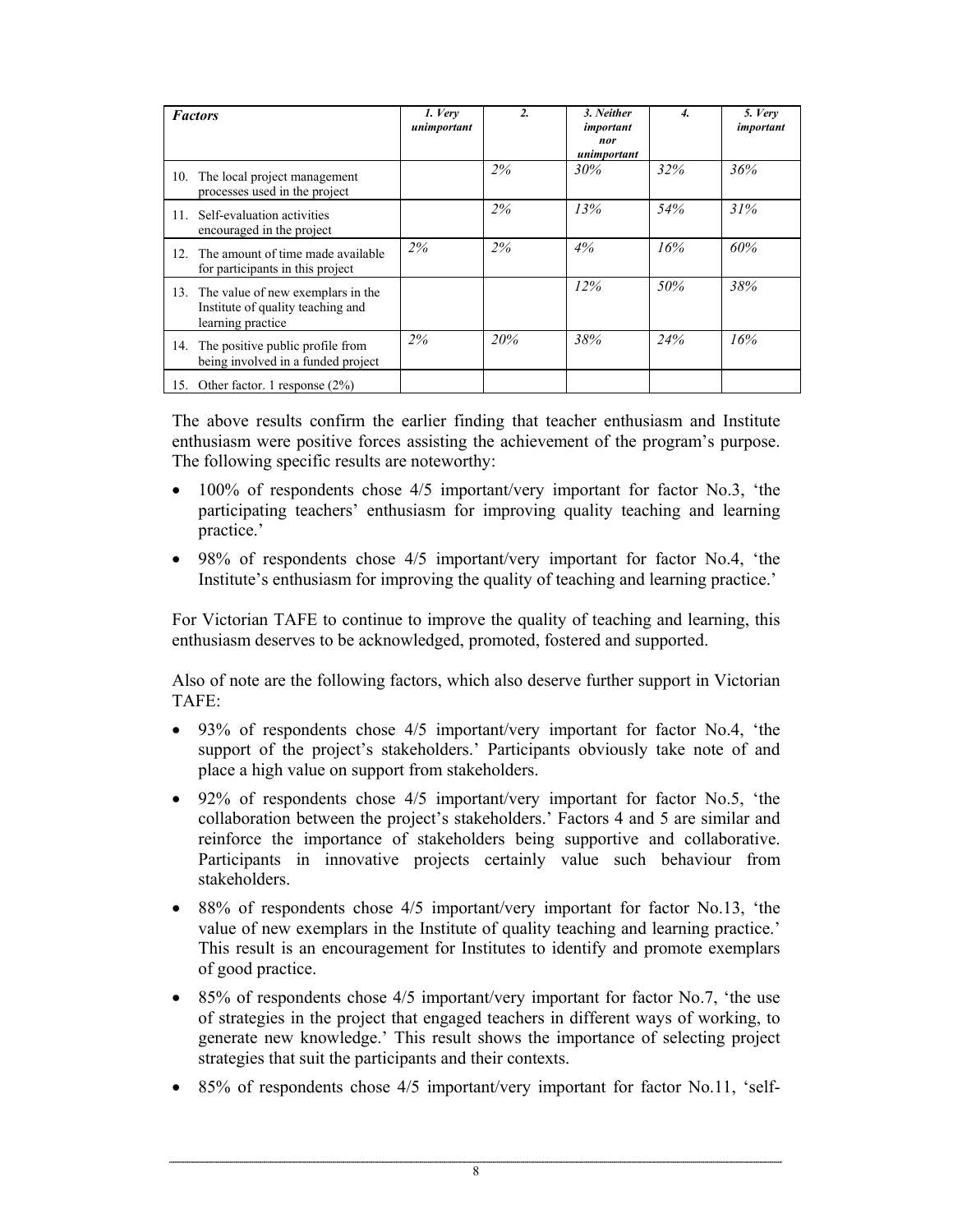| *Factors* | *1. Very unimportant* | *2.* | *3. Neither important nor unimportant* | *4.* | *5. Very important* |
|---|---|---|---|---|---|
| 10. The local project management processes used in the project | | *2%* | *30%* | *32%* | *36%* |
| 11. Self-evaluation activities encouraged in the project | | *2%* | *13%* | *54%* | *31%* |
| 12. The amount of time made available for participants in this project | *2%* | *2%* | *4%* | *16%* | *60%* |
| 13. The value of new exemplars in the Institute of quality teaching and learning practice | | | *12%* | *50%* | *38%* |
| 14. The positive public profile from being involved in a funded project | *2%* | *20%* | *38%* | *24%* | *16%* |
| 15. Other factor. 1 response (2%) | | | | | |

The above results confirm the earlier finding that teacher enthusiasm and Institute enthusiasm were positive forces assisting the achievement of the program's purpose. The following specific results are noteworthy:

- 100% of respondents chose 4/5 important/very important for factor No.3, 'the participating teachers' enthusiasm for improving quality teaching and learning practice.'
- 98% of respondents chose 4/5 important/very important for factor No.4, 'the Institute's enthusiasm for improving the quality of teaching and learning practice.'

For Victorian TAFE to continue to improve the quality of teaching and learning, this enthusiasm deserves to be acknowledged, promoted, fostered and supported.

Also of note are the following factors, which also deserve further support in Victorian TAFE:

- 93% of respondents chose 4/5 important/very important for factor No.4, 'the support of the project's stakeholders.' Participants obviously take note of and place a high value on support from stakeholders.
- 92% of respondents chose 4/5 important/very important for factor No.5, 'the collaboration between the project's stakeholders.' Factors 4 and 5 are similar and reinforce the importance of stakeholders being supportive and collaborative. Participants in innovative projects certainly value such behaviour from stakeholders.
- 88% of respondents chose 4/5 important/very important for factor No.13, 'the value of new exemplars in the Institute of quality teaching and learning practice.' This result is an encouragement for Institutes to identify and promote exemplars of good practice.
- 85% of respondents chose 4/5 important/very important for factor No.7, 'the use of strategies in the project that engaged teachers in different ways of working, to generate new knowledge.' This result shows the importance of selecting project strategies that suit the participants and their contexts.
- 85% of respondents chose 4/5 important/very important for factor No.11, 'self-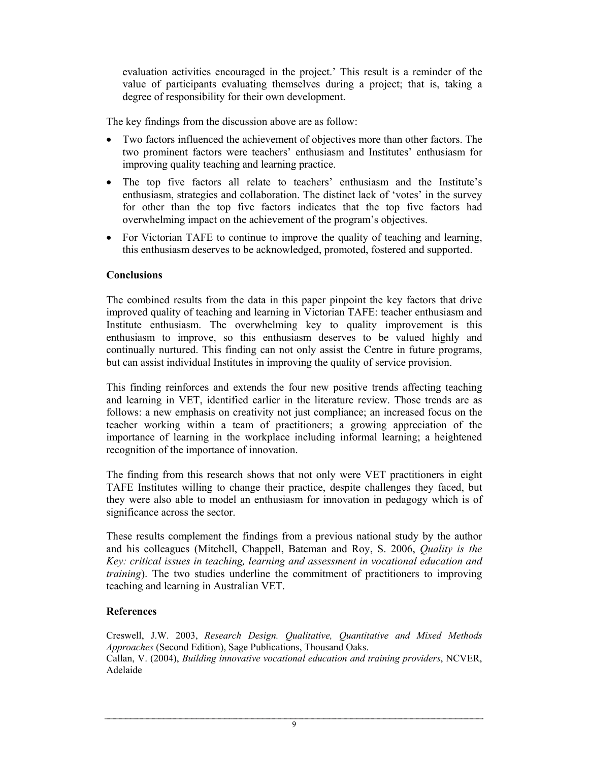evaluation activities encouraged in the project.' This result is a reminder of the value of participants evaluating themselves during a project; that is, taking a degree of responsibility for their own development.

The key findings from the discussion above are as follow:

- Two factors influenced the achievement of objectives more than other factors. The two prominent factors were teachers' enthusiasm and Institutes' enthusiasm for improving quality teaching and learning practice.
- The top five factors all relate to teachers' enthusiasm and the Institute's enthusiasm, strategies and collaboration. The distinct lack of 'votes' in the survey for other than the top five factors indicates that the top five factors had overwhelming impact on the achievement of the program's objectives.
- For Victorian TAFE to continue to improve the quality of teaching and learning, this enthusiasm deserves to be acknowledged, promoted, fostered and supported.

**Conclusions**

The combined results from the data in this paper pinpoint the key factors that drive improved quality of teaching and learning in Victorian TAFE: teacher enthusiasm and Institute enthusiasm. The overwhelming key to quality improvement is this enthusiasm to improve, so this enthusiasm deserves to be valued highly and continually nurtured. This finding can not only assist the Centre in future programs, but can assist individual Institutes in improving the quality of service provision.

This finding reinforces and extends the four new positive trends affecting teaching and learning in VET, identified earlier in the literature review. Those trends are as follows: a new emphasis on creativity not just compliance; an increased focus on the teacher working within a team of practitioners; a growing appreciation of the importance of learning in the workplace including informal learning; a heightened recognition of the importance of innovation.

The finding from this research shows that not only were VET practitioners in eight TAFE Institutes willing to change their practice, despite challenges they faced, but they were also able to model an enthusiasm for innovation in pedagogy which is of significance across the sector.

These results complement the findings from a previous national study by the author and his colleagues (Mitchell, Chappell, Bateman and Roy, S. 2006, *Quality is the Key: critical issues in teaching, learning and assessment in vocational education and training*). The two studies underline the commitment of practitioners to improving teaching and learning in Australian VET.

**References**

Creswell, J.W. 2003, *Research Design. Qualitative, Quantitative and Mixed Methods Approaches* (Second Edition), Sage Publications, Thousand Oaks.
Callan, V. (2004), *Building innovative vocational education and training providers*, NCVER, Adelaide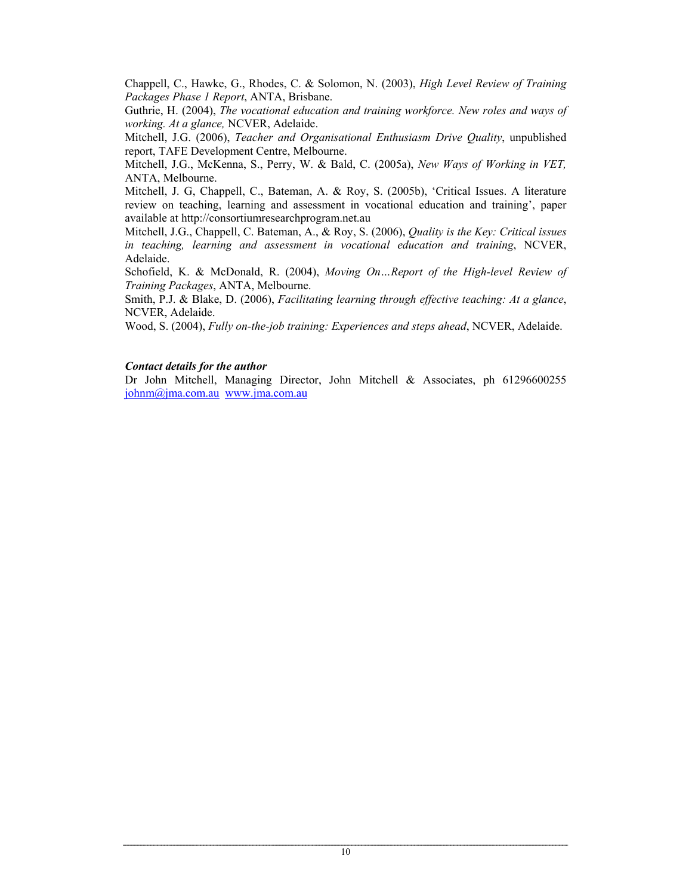Chappell, C., Hawke, G., Rhodes, C. & Solomon, N. (2003), *High Level Review of Training Packages Phase 1 Report*, ANTA, Brisbane.

Guthrie, H. (2004), *The vocational education and training workforce. New roles and ways of working. At a glance,* NCVER, Adelaide.

Mitchell, J.G. (2006), *Teacher and Organisational Enthusiasm Drive Quality*, unpublished report, TAFE Development Centre, Melbourne.

Mitchell, J.G., McKenna, S., Perry, W. & Bald, C. (2005a), *New Ways of Working in VET,* ANTA, Melbourne.

Mitchell, J. G, Chappell, C., Bateman, A. & Roy, S. (2005b), 'Critical Issues. A literature review on teaching, learning and assessment in vocational education and training', paper available at http://consortiumresearchprogram.net.au

Mitchell, J.G., Chappell, C. Bateman, A., & Roy, S. (2006), *Quality is the Key: Critical issues in teaching, learning and assessment in vocational education and training*, NCVER, Adelaide.

Schofield, K. & McDonald, R. (2004), *Moving On…Report of the High-level Review of Training Packages*, ANTA, Melbourne.

Smith, P.J. & Blake, D. (2006), *Facilitating learning through effective teaching: At a glance*, NCVER, Adelaide.

Wood, S. (2004), *Fully on-the-job training: Experiences and steps ahead*, NCVER, Adelaide.

***Contact details for the author***

Dr John Mitchell, Managing Director, John Mitchell & Associates, ph 61296600255 johnm@jma.com.au www.jma.com.au